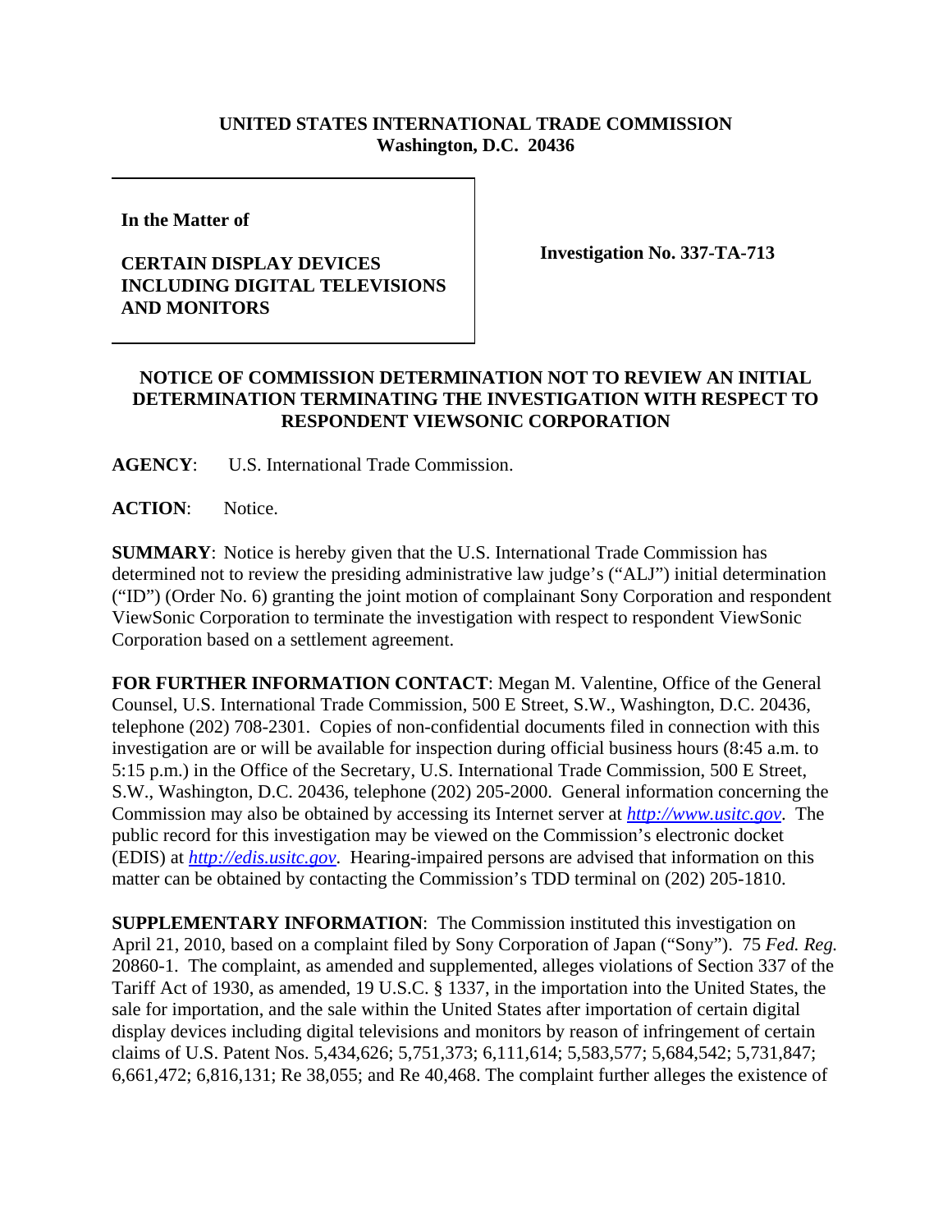**UNITED STATES INTERNATIONAL TRADE COMMISSION**
**Washington, D.C. 20436**

**In the Matter of**

**CERTAIN DISPLAY DEVICES INCLUDING DIGITAL TELEVISIONS AND MONITORS**

**Investigation No. 337-TA-713**

**NOTICE OF COMMISSION DETERMINATION NOT TO REVIEW AN INITIAL DETERMINATION TERMINATING THE INVESTIGATION WITH RESPECT TO RESPONDENT VIEWSONIC CORPORATION**

**AGENCY**: U.S. International Trade Commission.

**ACTION**: Notice.

**SUMMARY**: Notice is hereby given that the U.S. International Trade Commission has determined not to review the presiding administrative law judge's ("ALJ") initial determination ("ID") (Order No. 6) granting the joint motion of complainant Sony Corporation and respondent ViewSonic Corporation to terminate the investigation with respect to respondent ViewSonic Corporation based on a settlement agreement.

**FOR FURTHER INFORMATION CONTACT**: Megan M. Valentine, Office of the General Counsel, U.S. International Trade Commission, 500 E Street, S.W., Washington, D.C. 20436, telephone (202) 708-2301. Copies of non-confidential documents filed in connection with this investigation are or will be available for inspection during official business hours (8:45 a.m. to 5:15 p.m.) in the Office of the Secretary, U.S. International Trade Commission, 500 E Street, S.W., Washington, D.C. 20436, telephone (202) 205-2000. General information concerning the Commission may also be obtained by accessing its Internet server at *http://www.usitc.gov*. The public record for this investigation may be viewed on the Commission's electronic docket (EDIS) at *http://edis.usitc.gov*. Hearing-impaired persons are advised that information on this matter can be obtained by contacting the Commission's TDD terminal on (202) 205-1810.

**SUPPLEMENTARY INFORMATION**: The Commission instituted this investigation on April 21, 2010, based on a complaint filed by Sony Corporation of Japan ("Sony"). 75 *Fed. Reg.* 20860-1. The complaint, as amended and supplemented, alleges violations of Section 337 of the Tariff Act of 1930, as amended, 19 U.S.C. § 1337, in the importation into the United States, the sale for importation, and the sale within the United States after importation of certain digital display devices including digital televisions and monitors by reason of infringement of certain claims of U.S. Patent Nos. 5,434,626; 5,751,373; 6,111,614; 5,583,577; 5,684,542; 5,731,847; 6,661,472; 6,816,131; Re 38,055; and Re 40,468. The complaint further alleges the existence of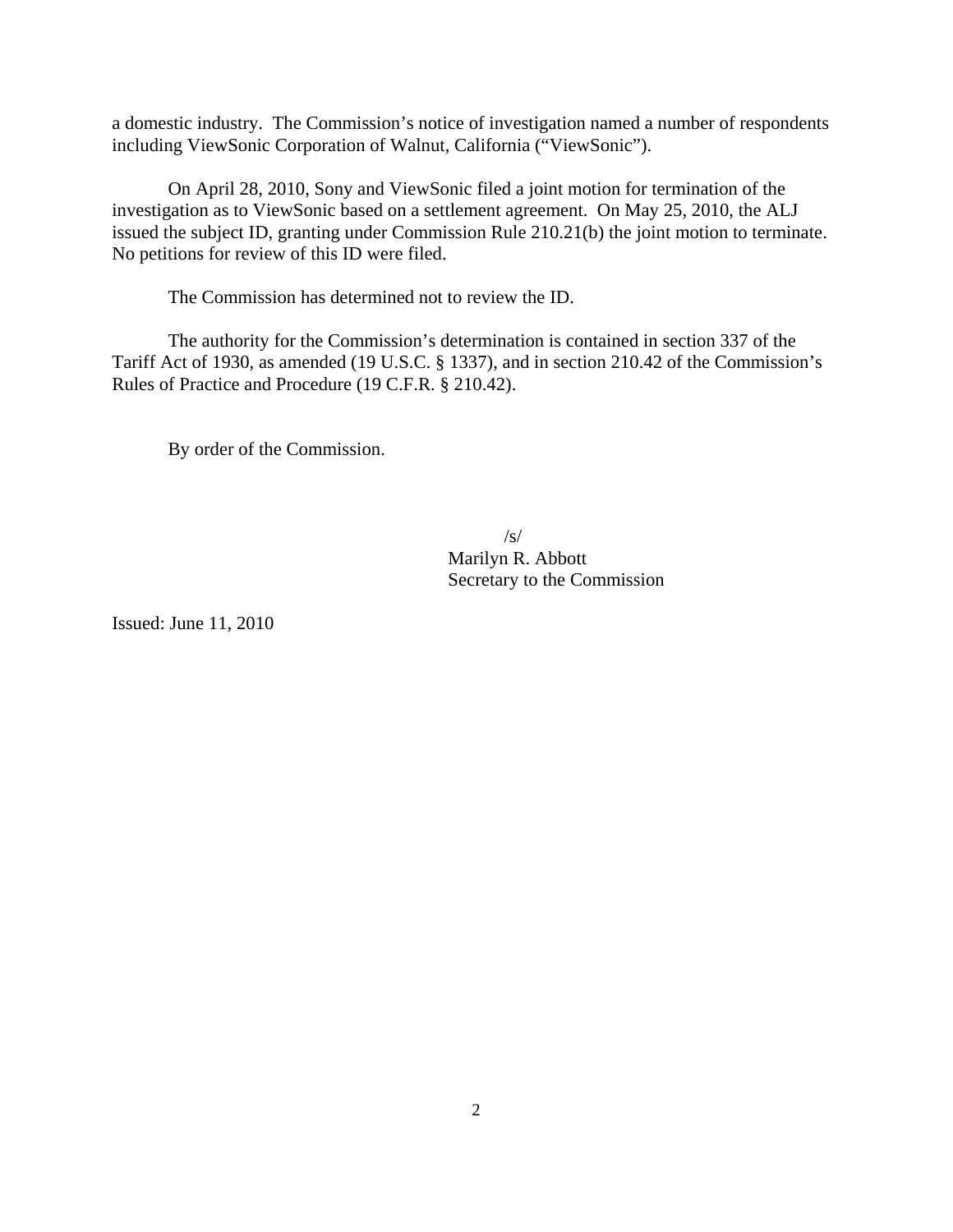a domestic industry. The Commission's notice of investigation named a number of respondents including ViewSonic Corporation of Walnut, California ("ViewSonic").

On April 28, 2010, Sony and ViewSonic filed a joint motion for termination of the investigation as to ViewSonic based on a settlement agreement. On May 25, 2010, the ALJ issued the subject ID, granting under Commission Rule 210.21(b) the joint motion to terminate. No petitions for review of this ID were filed.

The Commission has determined not to review the ID.

The authority for the Commission's determination is contained in section 337 of the Tariff Act of 1930, as amended (19 U.S.C. § 1337), and in section 210.42 of the Commission's Rules of Practice and Procedure (19 C.F.R. § 210.42).

By order of the Commission.

/s/
Marilyn R. Abbott
Secretary to the Commission

Issued: June 11, 2010